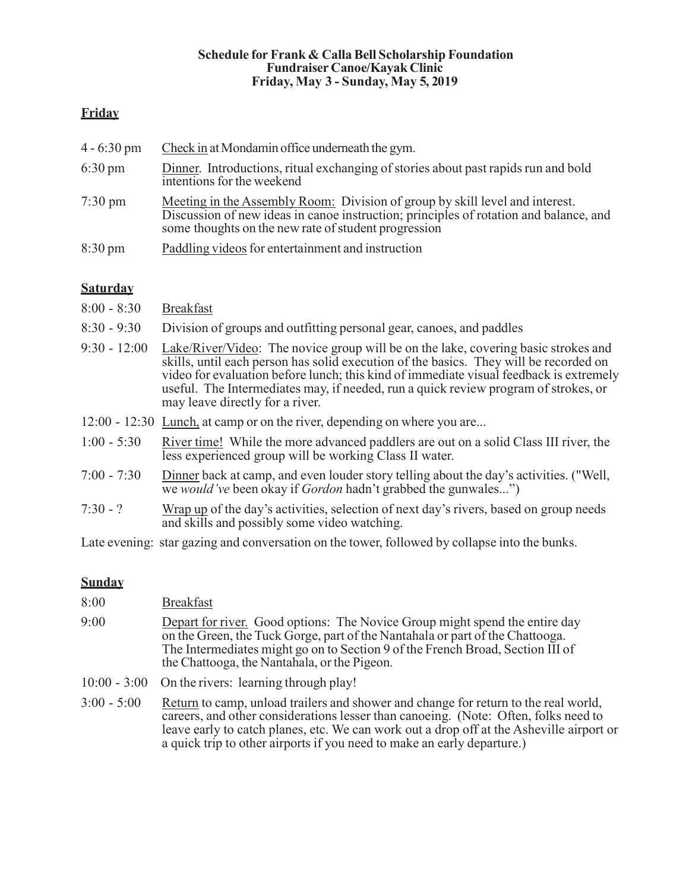**Schedule for Frank & Calla Bell Scholarship Foundation**
**Fundraiser Canoe/Kayak Clinic**
**Friday, May 3 - Sunday, May 5, 2019**

## Friday

4 - 6:30 pm — Check in at Mondamin office underneath the gym.

6:30 pm — Dinner. Introductions, ritual exchanging of stories about past rapids run and bold intentions for the weekend

7:30 pm — Meeting in the Assembly Room: Division of group by skill level and interest. Discussion of new ideas in canoe instruction; principles of rotation and balance, and some thoughts on the new rate of student progression

8:30 pm — Paddling videos for entertainment and instruction

## Saturday

8:00 - 8:30 — Breakfast

8:30 - 9:30 — Division of groups and outfitting personal gear, canoes, and paddles

9:30 - 12:00 — Lake/River/Video: The novice group will be on the lake, covering basic strokes and skills, until each person has solid execution of the basics. They will be recorded on video for evaluation before lunch; this kind of immediate visual feedback is extremely useful. The Intermediates may, if needed, run a quick review program of strokes, or may leave directly for a river.

12:00 - 12:30 — Lunch, at camp or on the river, depending on where you are...

1:00 - 5:30 — River time! While the more advanced paddlers are out on a solid Class III river, the less experienced group will be working Class II water.

7:00 - 7:30 — Dinner back at camp, and even louder story telling about the day's activities. ("Well, we *would've* been okay if *Gordon* hadn't grabbed the gunwales...")

7:30 - ? — Wrap up of the day's activities, selection of next day's rivers, based on group needs and skills and possibly some video watching.

Late evening: star gazing and conversation on the tower, followed by collapse into the bunks.

## Sunday

8:00 — Breakfast

9:00 — Depart for river. Good options: The Novice Group might spend the entire day on the Green, the Tuck Gorge, part of the Nantahala or part of the Chattooga. The Intermediates might go on to Section 9 of the French Broad, Section III of the Chattooga, the Nantahala, or the Pigeon.

10:00 - 3:00 — On the rivers: learning through play!

3:00 - 5:00 — Return to camp, unload trailers and shower and change for return to the real world, careers, and other considerations lesser than canoeing. (Note: Often, folks need to leave early to catch planes, etc. We can work out a drop off at the Asheville airport or a quick trip to other airports if you need to make an early departure.)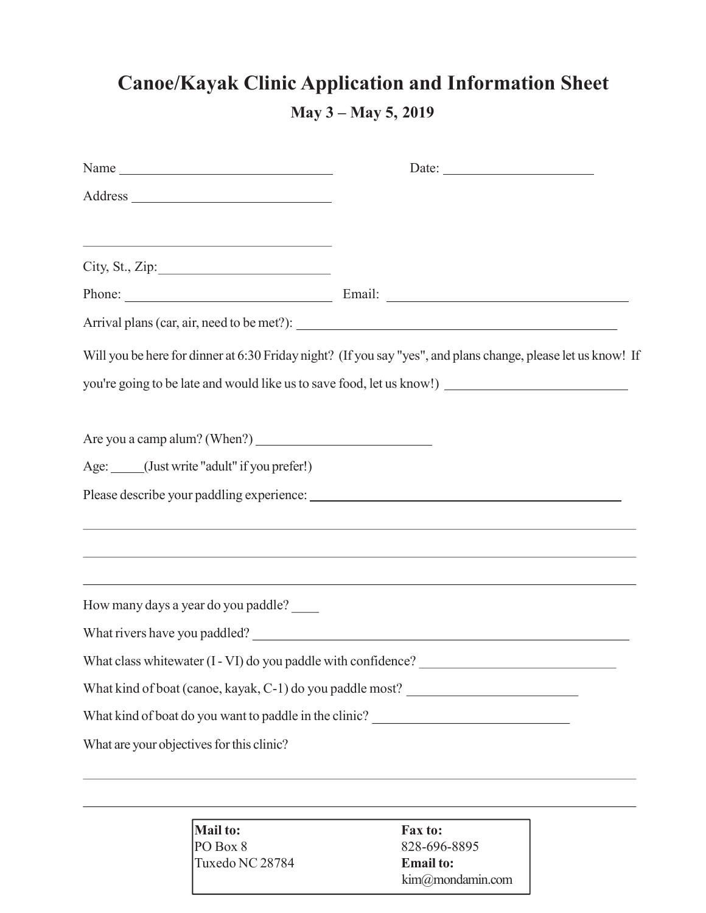# Canoe/Kayak Clinic Application and Information Sheet

## May 3 – May 5, 2019

Name ______________________________ Date: ______________________

Address ______________________________

______________________________

City, St., Zip: ______________________________

Phone: ______________________________ Email: ______________________________

Arrival plans (car, air, need to be met?): ______________________________

Will you be here for dinner at 6:30 Friday night? (If you say "yes", and plans change, please let us know! If you're going to be late and would like us to save food, let us know!) ______________________________

Are you a camp alum? (When?) ______________________________

Age: _____(Just write "adult" if you prefer!)

Please describe your paddling experience: ______________________________

______________________________

______________________________

______________________________

How many days a year do you paddle? ____

What rivers have you paddled? ______________________________

What class whitewater (I - VI) do you paddle with confidence? ______________________________

What kind of boat (canoe, kayak, C-1) do you paddle most? ______________________________

What kind of boat do you want to paddle in the clinic? ______________________________

What are your objectives for this clinic?

______________________________

______________________________

| **Mail to:** | **Fax to:** |
|---|---|
| PO Box 8 | 828-696-8895 |
| Tuxedo NC 28784 | **Email to:** |
| | kim@mondamin.com |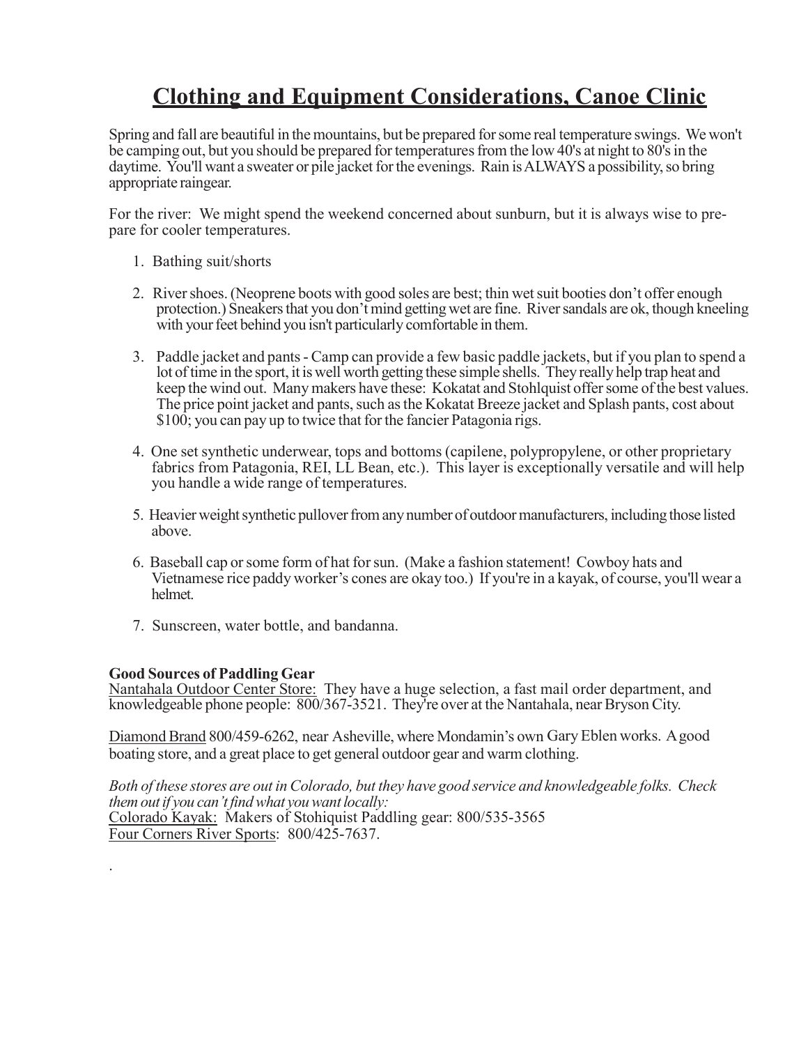# Clothing and Equipment Considerations, Canoe Clinic

Spring and fall are beautiful in the mountains, but be prepared for some real temperature swings. We won't be camping out, but you should be prepared for temperatures from the low 40's at night to 80's in the daytime. You'll want a sweater or pile jacket for the evenings. Rain is ALWAYS a possibility, so bring appropriate raingear.

For the river: We might spend the weekend concerned about sunburn, but it is always wise to prepare for cooler temperatures.

1. Bathing suit/shorts
2. River shoes. (Neoprene boots with good soles are best; thin wet suit booties don't offer enough protection.) Sneakers that you don't mind getting wet are fine. River sandals are ok, though kneeling with your feet behind you isn't particularly comfortable in them.
3. Paddle jacket and pants - Camp can provide a few basic paddle jackets, but if you plan to spend a lot of time in the sport, it is well worth getting these simple shells. They really help trap heat and keep the wind out. Many makers have these: Kokatat and Stohlquist offer some of the best values. The price point jacket and pants, such as the Kokatat Breeze jacket and Splash pants, cost about $100; you can pay up to twice that for the fancier Patagonia rigs.
4. One set synthetic underwear, tops and bottoms (capilene, polypropylene, or other proprietary fabrics from Patagonia, REI, LL Bean, etc.). This layer is exceptionally versatile and will help you handle a wide range of temperatures.
5. Heavier weight synthetic pullover from any number of outdoor manufacturers, including those listed above.
6. Baseball cap or some form of hat for sun. (Make a fashion statement! Cowboy hats and Vietnamese rice paddy worker's cones are okay too.) If you're in a kayak, of course, you'll wear a helmet.
7. Sunscreen, water bottle, and bandanna.

**Good Sources of Paddling Gear**

Nantahala Outdoor Center Store: They have a huge selection, a fast mail order department, and knowledgeable phone people: 800/367-3521. They're over at the Nantahala, near Bryson City.

Diamond Brand 800/459-6262, near Asheville, where Mondamin's own Gary Eblen works. A good boating store, and a great place to get general outdoor gear and warm clothing.

*Both of these stores are out in Colorado, but they have good service and knowledgeable folks. Check them out if you can't find what you want locally:*

Colorado Kayak: Makers of Stohiquist Paddling gear: 800/535-3565

Four Corners River Sports: 800/425-7637.